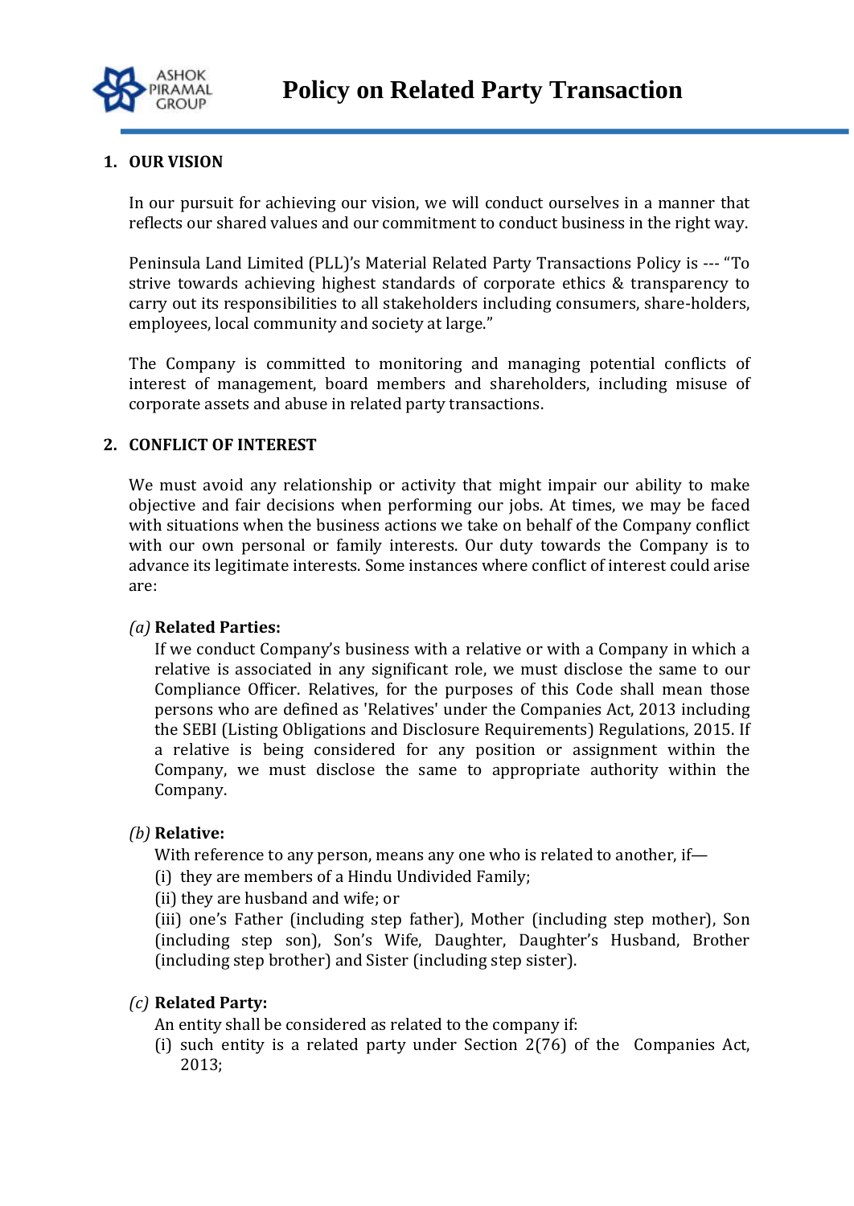# Policy on Related Party Transaction

## 1. OUR VISION

In our pursuit for achieving our vision, we will conduct ourselves in a manner that reflects our shared values and our commitment to conduct business in the right way.

Peninsula Land Limited (PLL)'s Material Related Party Transactions Policy is --- "To strive towards achieving highest standards of corporate ethics & transparency to carry out its responsibilities to all stakeholders including consumers, share-holders, employees, local community and society at large."

The Company is committed to monitoring and managing potential conflicts of interest of management, board members and shareholders, including misuse of corporate assets and abuse in related party transactions.

## 2. CONFLICT OF INTEREST

We must avoid any relationship or activity that might impair our ability to make objective and fair decisions when performing our jobs. At times, we may be faced with situations when the business actions we take on behalf of the Company conflict with our own personal or family interests. Our duty towards the Company is to advance its legitimate interests. Some instances where conflict of interest could arise are:

*(a)* **Related Parties:**

If we conduct Company's business with a relative or with a Company in which a relative is associated in any significant role, we must disclose the same to our Compliance Officer. Relatives, for the purposes of this Code shall mean those persons who are defined as 'Relatives' under the Companies Act, 2013 including the SEBI (Listing Obligations and Disclosure Requirements) Regulations, 2015. If a relative is being considered for any position or assignment within the Company, we must disclose the same to appropriate authority within the Company.

*(b)* **Relative:**

With reference to any person, means any one who is related to another, if—

(i) they are members of a Hindu Undivided Family;

(ii) they are husband and wife; or

(iii) one's Father (including step father), Mother (including step mother), Son (including step son), Son's Wife, Daughter, Daughter's Husband, Brother (including step brother) and Sister (including step sister).

*(c)* **Related Party:**

An entity shall be considered as related to the company if:

(i) such entity is a related party under Section 2(76) of the Companies Act, 2013;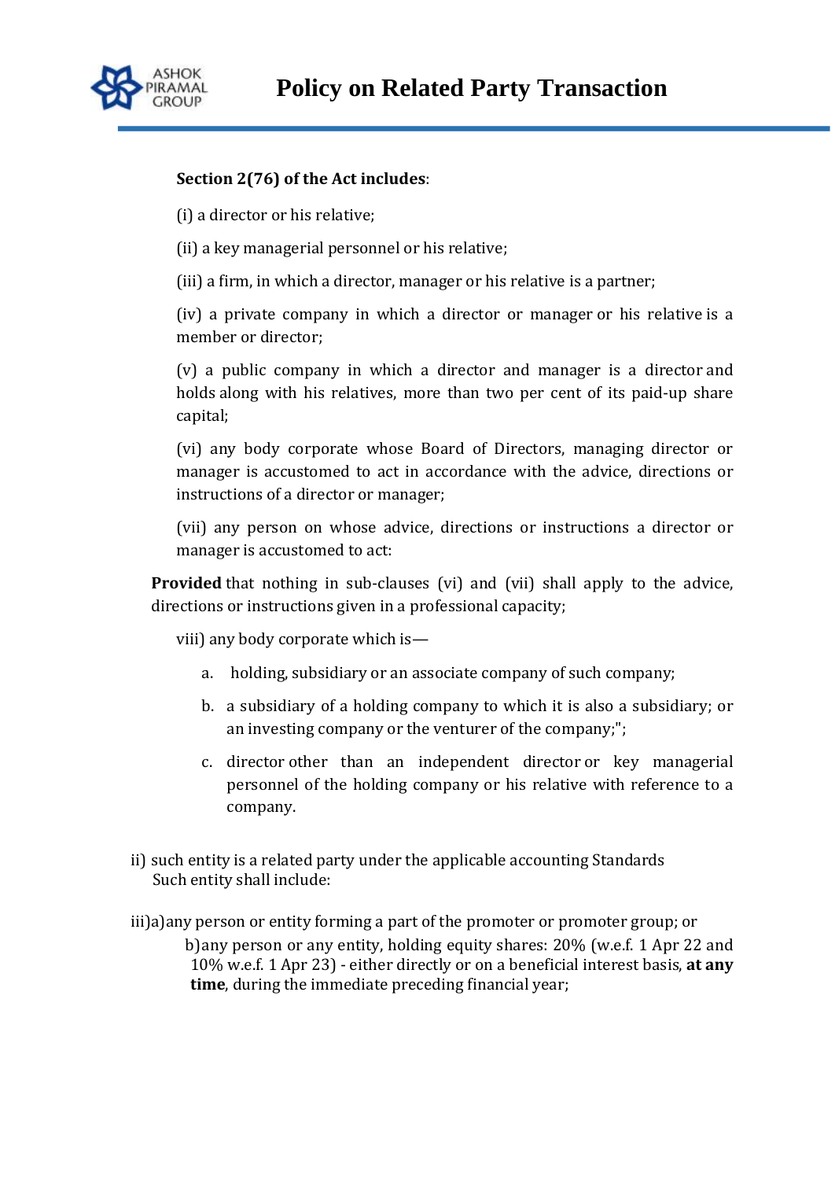**Section 2(76) of the Act includes**:

(i) a director or his relative;

(ii) a key managerial personnel or his relative;

(iii) a firm, in which a director, manager or his relative is a partner;

(iv) a private company in which a director or manager or his relative is a member or director;

(v) a public company in which a director and manager is a director and holds along with his relatives, more than two per cent of its paid-up share capital;

(vi) any body corporate whose Board of Directors, managing director or manager is accustomed to act in accordance with the advice, directions or instructions of a director or manager;

(vii) any person on whose advice, directions or instructions a director or manager is accustomed to act:

**Provided** that nothing in sub-clauses (vi) and (vii) shall apply to the advice, directions or instructions given in a professional capacity;

viii) any body corporate which is—

a. holding, subsidiary or an associate company of such company;

b. a subsidiary of a holding company to which it is also a subsidiary; or an investing company or the venturer of the company;";

c. director other than an independent director or key managerial personnel of the holding company or his relative with reference to a company.

ii) such entity is a related party under the applicable accounting Standards
Such entity shall include:

iii)a)any person or entity forming a part of the promoter or promoter group; or

b)any person or any entity, holding equity shares: 20% (w.e.f. 1 Apr 22 and 10% w.e.f. 1 Apr 23) - either directly or on a beneficial interest basis, **at any time**, during the immediate preceding financial year;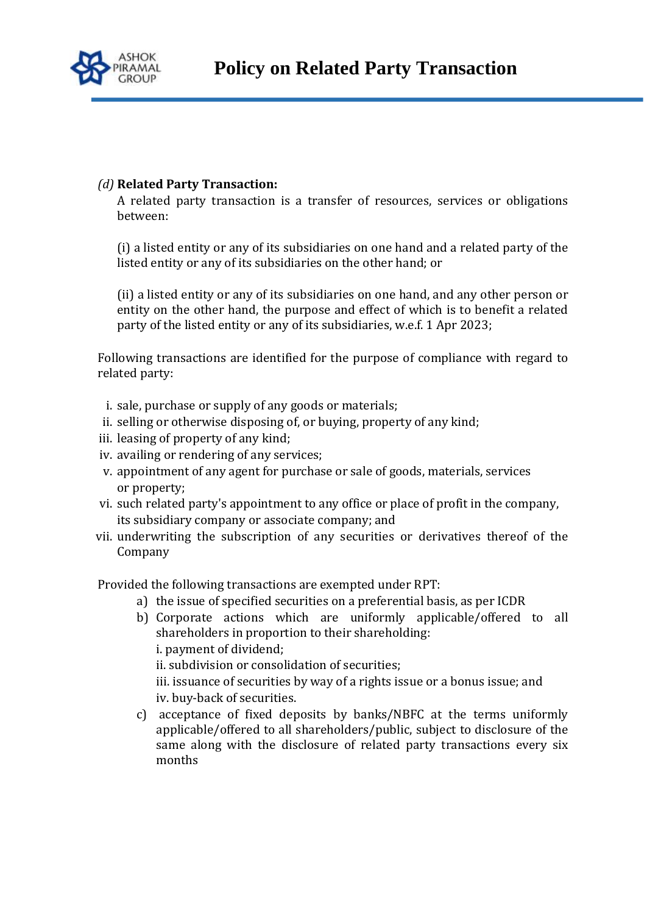*(d)* **Related Party Transaction:**

A related party transaction is a transfer of resources, services or obligations between:

(i) a listed entity or any of its subsidiaries on one hand and a related party of the listed entity or any of its subsidiaries on the other hand; or

(ii) a listed entity or any of its subsidiaries on one hand, and any other person or entity on the other hand, the purpose and effect of which is to benefit a related party of the listed entity or any of its subsidiaries, w.e.f. 1 Apr 2023;

Following transactions are identified for the purpose of compliance with regard to related party:

i. sale, purchase or supply of any goods or materials;
ii. selling or otherwise disposing of, or buying, property of any kind;
iii. leasing of property of any kind;
iv. availing or rendering of any services;
v. appointment of any agent for purchase or sale of goods, materials, services or property;
vi. such related party's appointment to any office or place of profit in the company, its subsidiary company or associate company; and
vii. underwriting the subscription of any securities or derivatives thereof of the Company

Provided the following transactions are exempted under RPT:

a) the issue of specified securities on a preferential basis, as per ICDR
b) Corporate actions which are uniformly applicable/offered to all shareholders in proportion to their shareholding:
   i. payment of dividend;
   ii. subdivision or consolidation of securities;
   iii. issuance of securities by way of a rights issue or a bonus issue; and
   iv. buy-back of securities.
c) acceptance of fixed deposits by banks/NBFC at the terms uniformly applicable/offered to all shareholders/public, subject to disclosure of the same along with the disclosure of related party transactions every six months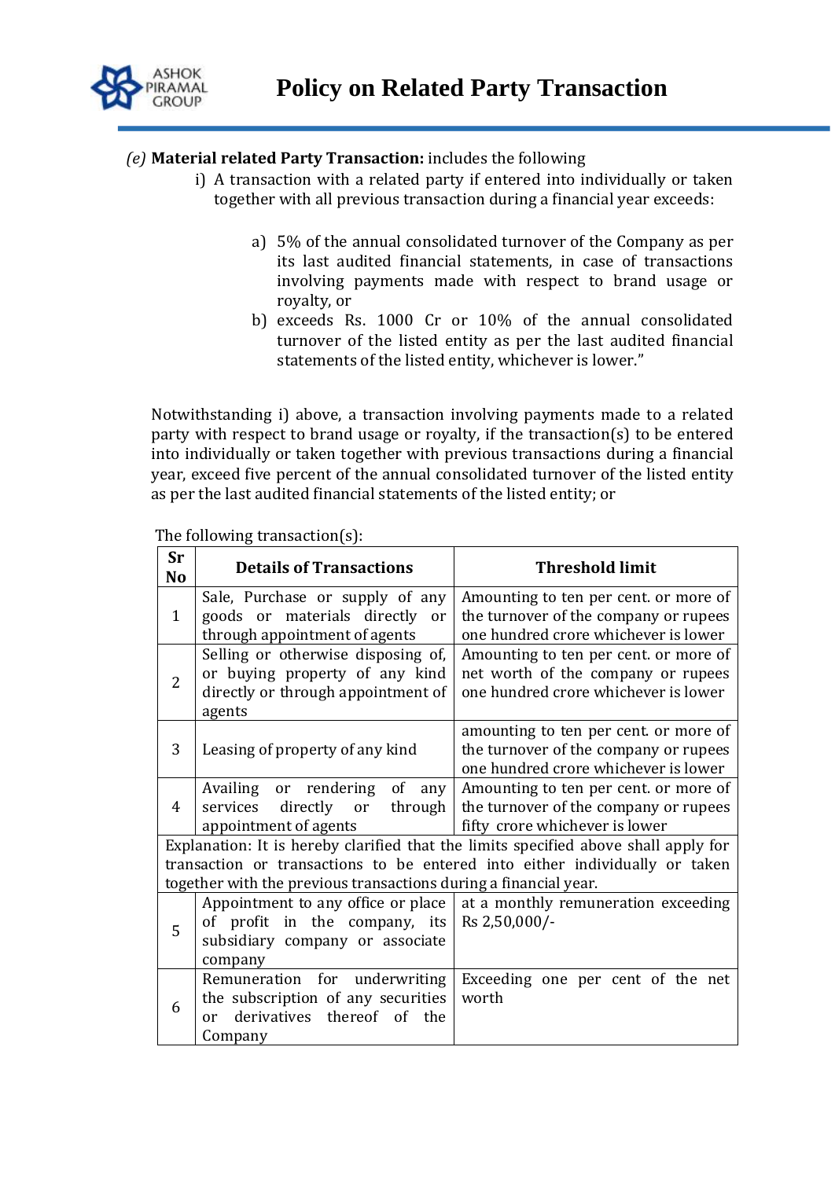*(e)* **Material related Party Transaction:** includes the following

i) A transaction with a related party if entered into individually or taken together with all previous transaction during a financial year exceeds:

a) 5% of the annual consolidated turnover of the Company as per its last audited financial statements, in case of transactions involving payments made with respect to brand usage or royalty, or

b) exceeds Rs. 1000 Cr or 10% of the annual consolidated turnover of the listed entity as per the last audited financial statements of the listed entity, whichever is lower."

Notwithstanding i) above, a transaction involving payments made to a related party with respect to brand usage or royalty, if the transaction(s) to be entered into individually or taken together with previous transactions during a financial year, exceed five percent of the annual consolidated turnover of the listed entity as per the last audited financial statements of the listed entity; or

The following transaction(s):

| Sr No | Details of Transactions | Threshold limit |
|---|---|---|
| 1 | Sale, Purchase or supply of any goods or materials directly or through appointment of agents | Amounting to ten per cent. or more of the turnover of the company or rupees one hundred crore whichever is lower |
| 2 | Selling or otherwise disposing of, or buying property of any kind directly or through appointment of agents | Amounting to ten per cent. or more of net worth of the company or rupees one hundred crore whichever is lower |
| 3 | Leasing of property of any kind | amounting to ten per cent. or more of the turnover of the company or rupees one hundred crore whichever is lower |
| 4 | Availing or rendering of any services directly or through appointment of agents | Amounting to ten per cent. or more of the turnover of the company or rupees fifty crore whichever is lower |
| Explanation: It is hereby clarified that the limits specified above shall apply for transaction or transactions to be entered into either individually or taken together with the previous transactions during a financial year. | | |
| 5 | Appointment to any office or place of profit in the company, its subsidiary company or associate company | at a monthly remuneration exceeding Rs 2,50,000/- |
| 6 | Remuneration for underwriting the subscription of any securities or derivatives thereof of the Company | Exceeding one per cent of the net worth |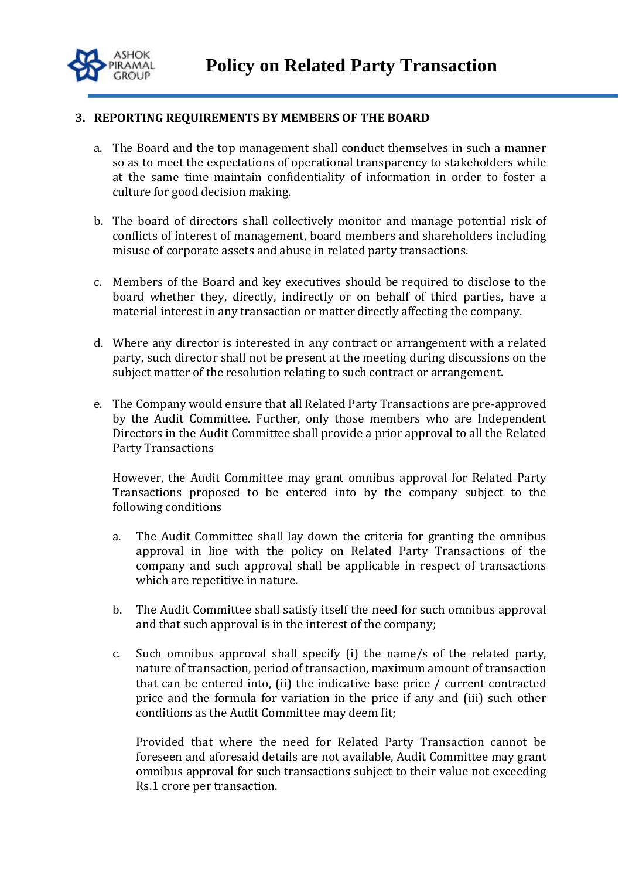### 3. REPORTING REQUIREMENTS BY MEMBERS OF THE BOARD

a. The Board and the top management shall conduct themselves in such a manner so as to meet the expectations of operational transparency to stakeholders while at the same time maintain confidentiality of information in order to foster a culture for good decision making.

b. The board of directors shall collectively monitor and manage potential risk of conflicts of interest of management, board members and shareholders including misuse of corporate assets and abuse in related party transactions.

c. Members of the Board and key executives should be required to disclose to the board whether they, directly, indirectly or on behalf of third parties, have a material interest in any transaction or matter directly affecting the company.

d. Where any director is interested in any contract or arrangement with a related party, such director shall not be present at the meeting during discussions on the subject matter of the resolution relating to such contract or arrangement.

e. The Company would ensure that all Related Party Transactions are pre-approved by the Audit Committee. Further, only those members who are Independent Directors in the Audit Committee shall provide a prior approval to all the Related Party Transactions

   However, the Audit Committee may grant omnibus approval for Related Party Transactions proposed to be entered into by the company subject to the following conditions

   a. The Audit Committee shall lay down the criteria for granting the omnibus approval in line with the policy on Related Party Transactions of the company and such approval shall be applicable in respect of transactions which are repetitive in nature.

   b. The Audit Committee shall satisfy itself the need for such omnibus approval and that such approval is in the interest of the company;

   c. Such omnibus approval shall specify (i) the name/s of the related party, nature of transaction, period of transaction, maximum amount of transaction that can be entered into, (ii) the indicative base price / current contracted price and the formula for variation in the price if any and (iii) such other conditions as the Audit Committee may deem fit;

      Provided that where the need for Related Party Transaction cannot be foreseen and aforesaid details are not available, Audit Committee may grant omnibus approval for such transactions subject to their value not exceeding Rs.1 crore per transaction.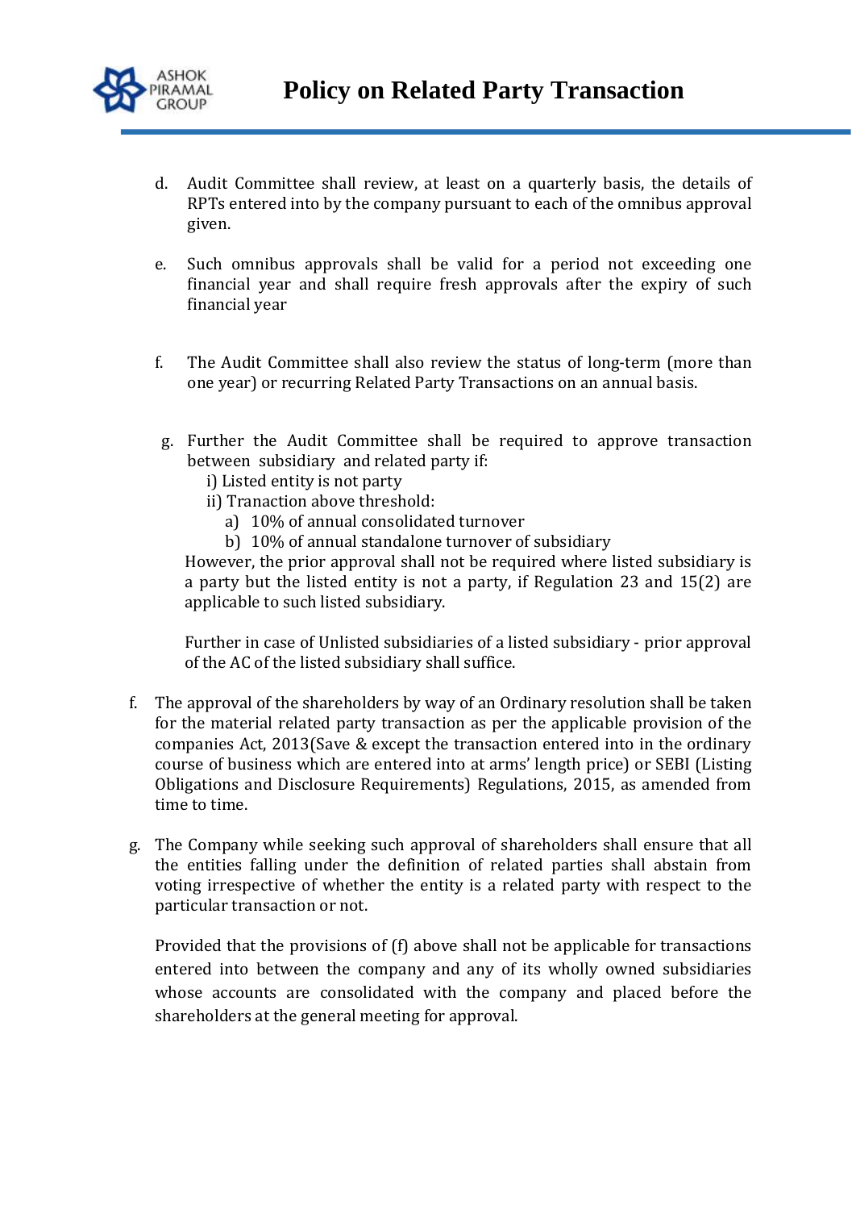d. Audit Committee shall review, at least on a quarterly basis, the details of RPTs entered into by the company pursuant to each of the omnibus approval given.

e. Such omnibus approvals shall be valid for a period not exceeding one financial year and shall require fresh approvals after the expiry of such financial year

f. The Audit Committee shall also review the status of long-term (more than one year) or recurring Related Party Transactions on an annual basis.

g. Further the Audit Committee shall be required to approve transaction between subsidiary and related party if:
   i) Listed entity is not party
   ii) Tranaction above threshold:
      a) 10% of annual consolidated turnover
      b) 10% of annual standalone turnover of subsidiary

   However, the prior approval shall not be required where listed subsidiary is a party but the listed entity is not a party, if Regulation 23 and 15(2) are applicable to such listed subsidiary.

   Further in case of Unlisted subsidiaries of a listed subsidiary - prior approval of the AC of the listed subsidiary shall suffice.

f. The approval of the shareholders by way of an Ordinary resolution shall be taken for the material related party transaction as per the applicable provision of the companies Act, 2013(Save & except the transaction entered into in the ordinary course of business which are entered into at arms' length price) or SEBI (Listing Obligations and Disclosure Requirements) Regulations, 2015, as amended from time to time.

g. The Company while seeking such approval of shareholders shall ensure that all the entities falling under the definition of related parties shall abstain from voting irrespective of whether the entity is a related party with respect to the particular transaction or not.

   Provided that the provisions of (f) above shall not be applicable for transactions entered into between the company and any of its wholly owned subsidiaries whose accounts are consolidated with the company and placed before the shareholders at the general meeting for approval.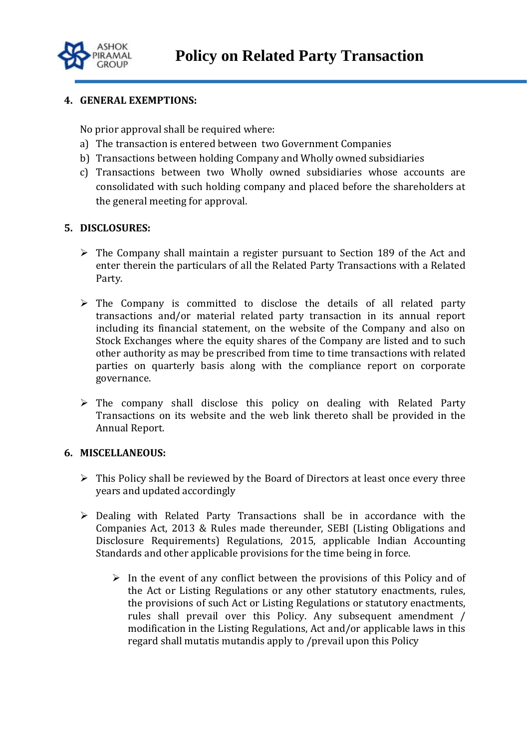## 4. GENERAL EXEMPTIONS:

No prior approval shall be required where:

a) The transaction is entered between two Government Companies
b) Transactions between holding Company and Wholly owned subsidiaries
c) Transactions between two Wholly owned subsidiaries whose accounts are consolidated with such holding company and placed before the shareholders at the general meeting for approval.

## 5. DISCLOSURES:

- The Company shall maintain a register pursuant to Section 189 of the Act and enter therein the particulars of all the Related Party Transactions with a Related Party.

- The Company is committed to disclose the details of all related party transactions and/or material related party transaction in its annual report including its financial statement, on the website of the Company and also on Stock Exchanges where the equity shares of the Company are listed and to such other authority as may be prescribed from time to time transactions with related parties on quarterly basis along with the compliance report on corporate governance.

- The company shall disclose this policy on dealing with Related Party Transactions on its website and the web link thereto shall be provided in the Annual Report.

## 6. MISCELLANEOUS:

- This Policy shall be reviewed by the Board of Directors at least once every three years and updated accordingly

- Dealing with Related Party Transactions shall be in accordance with the Companies Act, 2013 & Rules made thereunder, SEBI (Listing Obligations and Disclosure Requirements) Regulations, 2015, applicable Indian Accounting Standards and other applicable provisions for the time being in force.

  - In the event of any conflict between the provisions of this Policy and of the Act or Listing Regulations or any other statutory enactments, rules, the provisions of such Act or Listing Regulations or statutory enactments, rules shall prevail over this Policy. Any subsequent amendment / modification in the Listing Regulations, Act and/or applicable laws in this regard shall mutatis mutandis apply to /prevail upon this Policy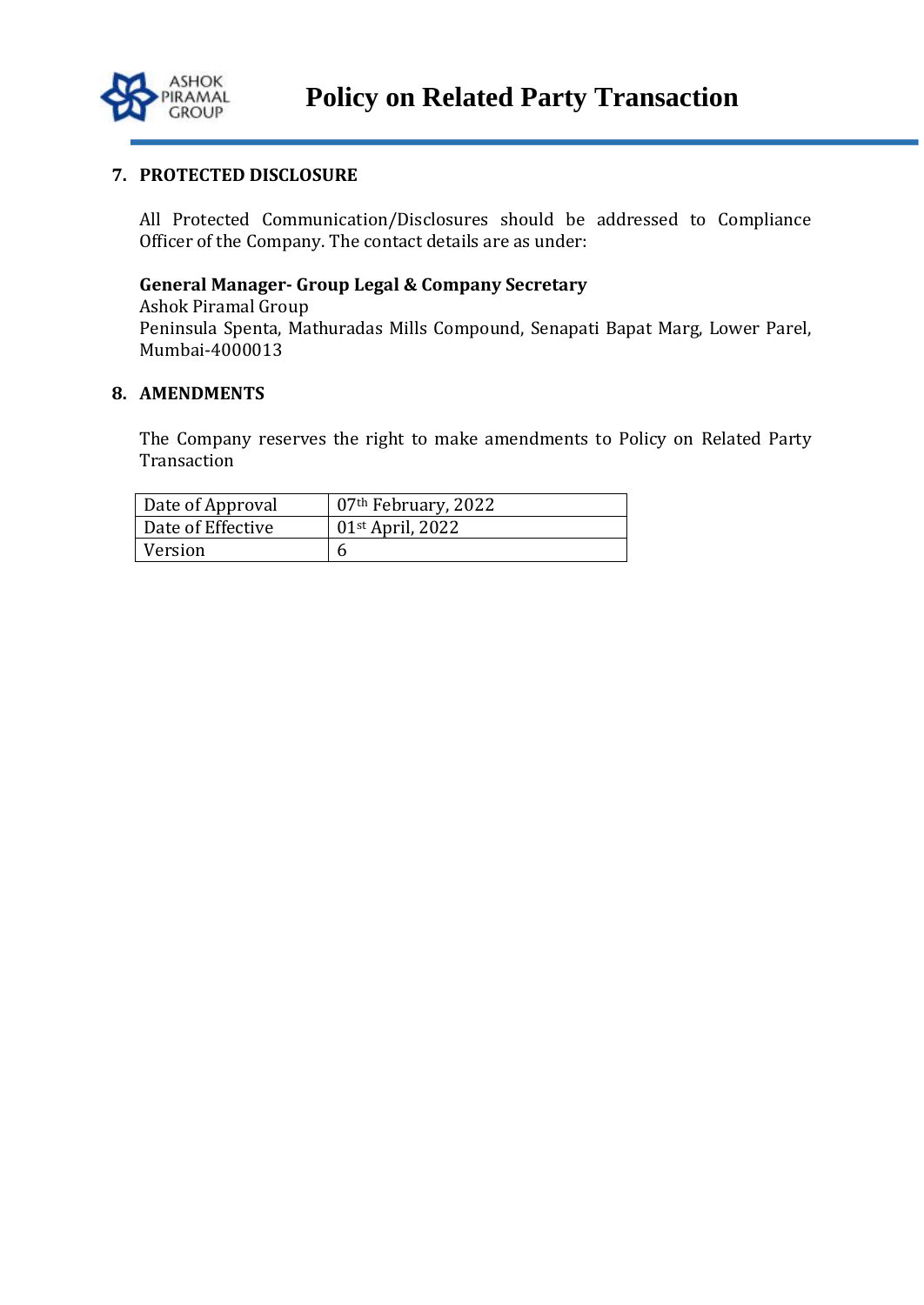## 7. PROTECTED DISCLOSURE

All Protected Communication/Disclosures should be addressed to Compliance Officer of the Company. The contact details are as under:

**General Manager- Group Legal & Company Secretary**
Ashok Piramal Group
Peninsula Spenta, Mathuradas Mills Compound, Senapati Bapat Marg, Lower Parel, Mumbai-4000013

## 8. AMENDMENTS

The Company reserves the right to make amendments to Policy on Related Party Transaction

| | |
|---|---|
| Date of Approval | 07th February, 2022 |
| Date of Effective | 01st April, 2022 |
| Version | 6 |